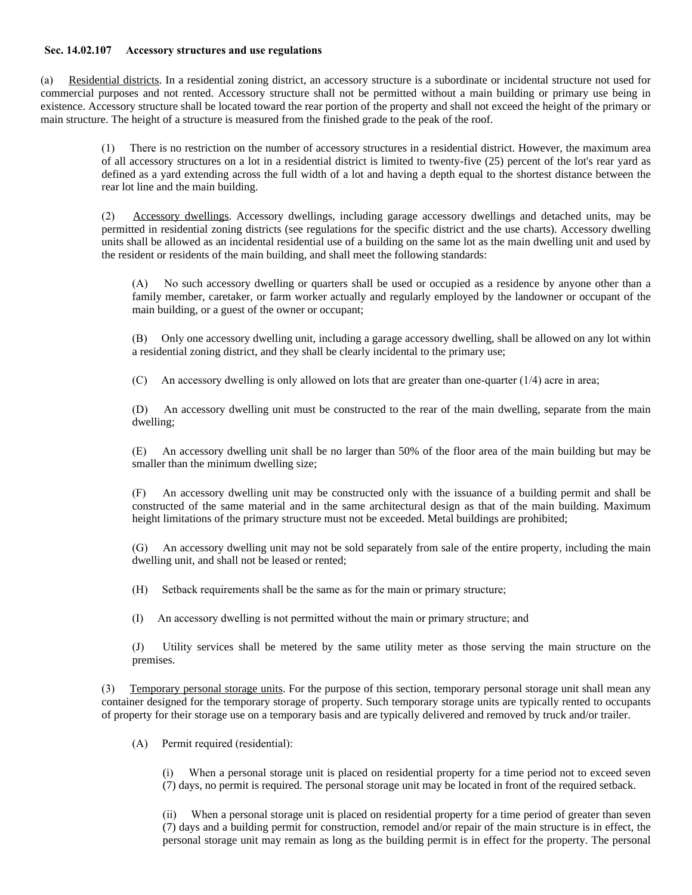**Sec. 14.02.107 Accessory structures and use regulations**

(a) Residential districts. In a residential zoning district, an accessory structure is a subordinate or incidental structure not used for commercial purposes and not rented. Accessory structure shall not be permitted without a main building or primary use being in existence. Accessory structure shall be located toward the rear portion of the property and shall not exceed the height of the primary or main structure. The height of a structure is measured from the finished grade to the peak of the roof.

> (1) There is no restriction on the number of accessory structures in a residential district. However, the maximum area of all accessory structures on a lot in a residential district is limited to twenty-five (25) percent of the lot's rear yard as defined as a yard extending across the full width of a lot and having a depth equal to the shortest distance between the rear lot line and the main building.
>
> (2) Accessory dwellings. Accessory dwellings, including garage accessory dwellings and detached units, may be permitted in residential zoning districts (see regulations for the specific district and the use charts). Accessory dwelling units shall be allowed as an incidental residential use of a building on the same lot as the main dwelling unit and used by the resident or residents of the main building, and shall meet the following standards:
>
> > (A) No such accessory dwelling or quarters shall be used or occupied as a residence by anyone other than a family member, caretaker, or farm worker actually and regularly employed by the landowner or occupant of the main building, or a guest of the owner or occupant;
> >
> > (B) Only one accessory dwelling unit, including a garage accessory dwelling, shall be allowed on any lot within a residential zoning district, and they shall be clearly incidental to the primary use;
> >
> > (C) An accessory dwelling is only allowed on lots that are greater than one-quarter (1/4) acre in area;
> >
> > (D) An accessory dwelling unit must be constructed to the rear of the main dwelling, separate from the main dwelling;
> >
> > (E) An accessory dwelling unit shall be no larger than 50% of the floor area of the main building but may be smaller than the minimum dwelling size;
> >
> > (F) An accessory dwelling unit may be constructed only with the issuance of a building permit and shall be constructed of the same material and in the same architectural design as that of the main building. Maximum height limitations of the primary structure must not be exceeded. Metal buildings are prohibited;
> >
> > (G) An accessory dwelling unit may not be sold separately from sale of the entire property, including the main dwelling unit, and shall not be leased or rented;
> >
> > (H) Setback requirements shall be the same as for the main or primary structure;
> >
> > (I) An accessory dwelling is not permitted without the main or primary structure; and
> >
> > (J) Utility services shall be metered by the same utility meter as those serving the main structure on the premises.
>
> (3) Temporary personal storage units. For the purpose of this section, temporary personal storage unit shall mean any container designed for the temporary storage of property. Such temporary storage units are typically rented to occupants of property for their storage use on a temporary basis and are typically delivered and removed by truck and/or trailer.
>
> > (A) Permit required (residential):
> >
> > > (i) When a personal storage unit is placed on residential property for a time period not to exceed seven (7) days, no permit is required. The personal storage unit may be located in front of the required setback.
> > >
> > > (ii) When a personal storage unit is placed on residential property for a time period of greater than seven (7) days and a building permit for construction, remodel and/or repair of the main structure is in effect, the personal storage unit may remain as long as the building permit is in effect for the property. The personal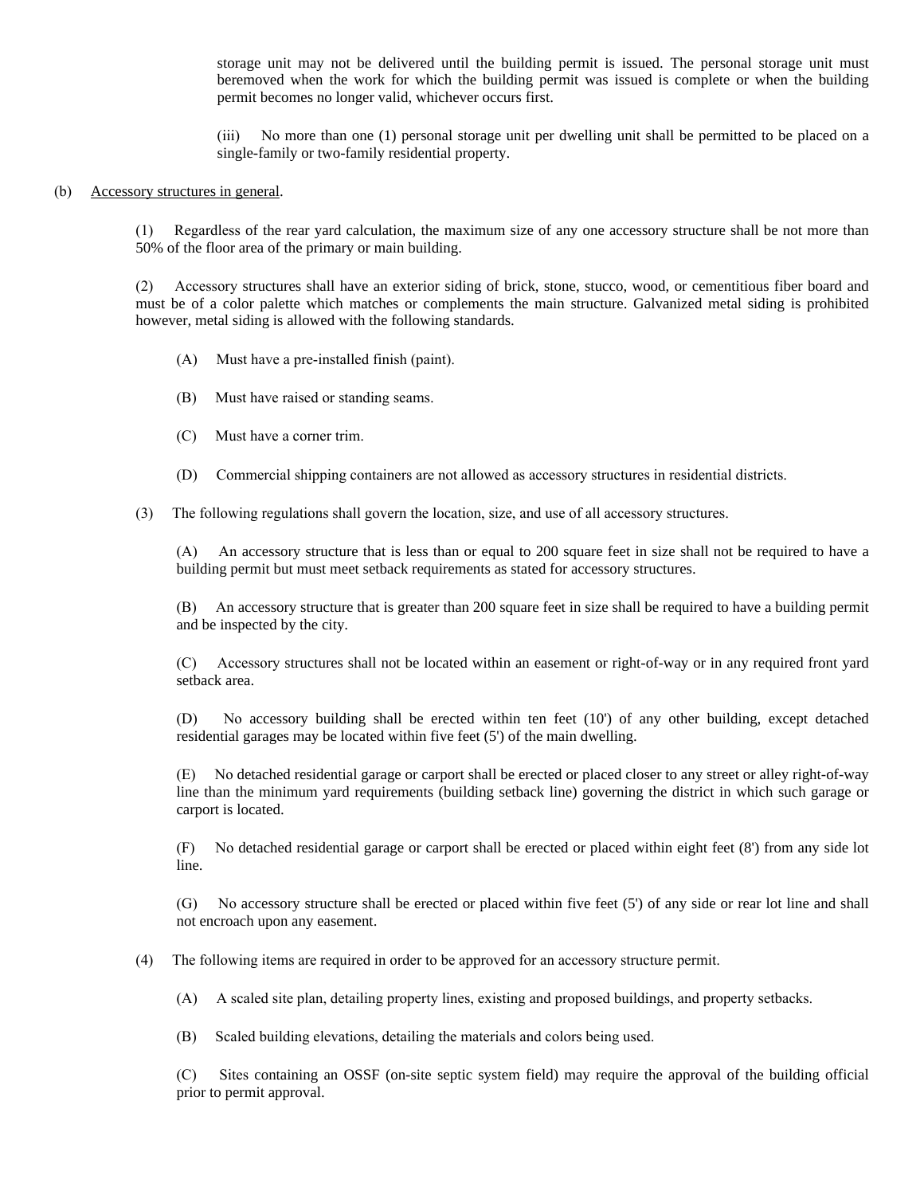storage unit may not be delivered until the building permit is issued. The personal storage unit must beremoved when the work for which the building permit was issued is complete or when the building permit becomes no longer valid, whichever occurs first.

(iii) No more than one (1) personal storage unit per dwelling unit shall be permitted to be placed on a single-family or two-family residential property.

(b) <u>Accessory structures in general</u>.

(1) Regardless of the rear yard calculation, the maximum size of any one accessory structure shall be not more than 50% of the floor area of the primary or main building.

(2) Accessory structures shall have an exterior siding of brick, stone, stucco, wood, or cementitious fiber board and must be of a color palette which matches or complements the main structure. Galvanized metal siding is prohibited however, metal siding is allowed with the following standards.

(A) Must have a pre-installed finish (paint).

(B) Must have raised or standing seams.

(C) Must have a corner trim.

(D) Commercial shipping containers are not allowed as accessory structures in residential districts.

(3) The following regulations shall govern the location, size, and use of all accessory structures.

(A) An accessory structure that is less than or equal to 200 square feet in size shall not be required to have a building permit but must meet setback requirements as stated for accessory structures.

(B) An accessory structure that is greater than 200 square feet in size shall be required to have a building permit and be inspected by the city.

(C) Accessory structures shall not be located within an easement or right-of-way or in any required front yard setback area.

(D) No accessory building shall be erected within ten feet (10') of any other building, except detached residential garages may be located within five feet (5') of the main dwelling.

(E) No detached residential garage or carport shall be erected or placed closer to any street or alley right-of-way line than the minimum yard requirements (building setback line) governing the district in which such garage or carport is located.

(F) No detached residential garage or carport shall be erected or placed within eight feet (8') from any side lot line.

(G) No accessory structure shall be erected or placed within five feet (5') of any side or rear lot line and shall not encroach upon any easement.

(4) The following items are required in order to be approved for an accessory structure permit.

(A) A scaled site plan, detailing property lines, existing and proposed buildings, and property setbacks.

(B) Scaled building elevations, detailing the materials and colors being used.

(C) Sites containing an OSSF (on-site septic system field) may require the approval of the building official prior to permit approval.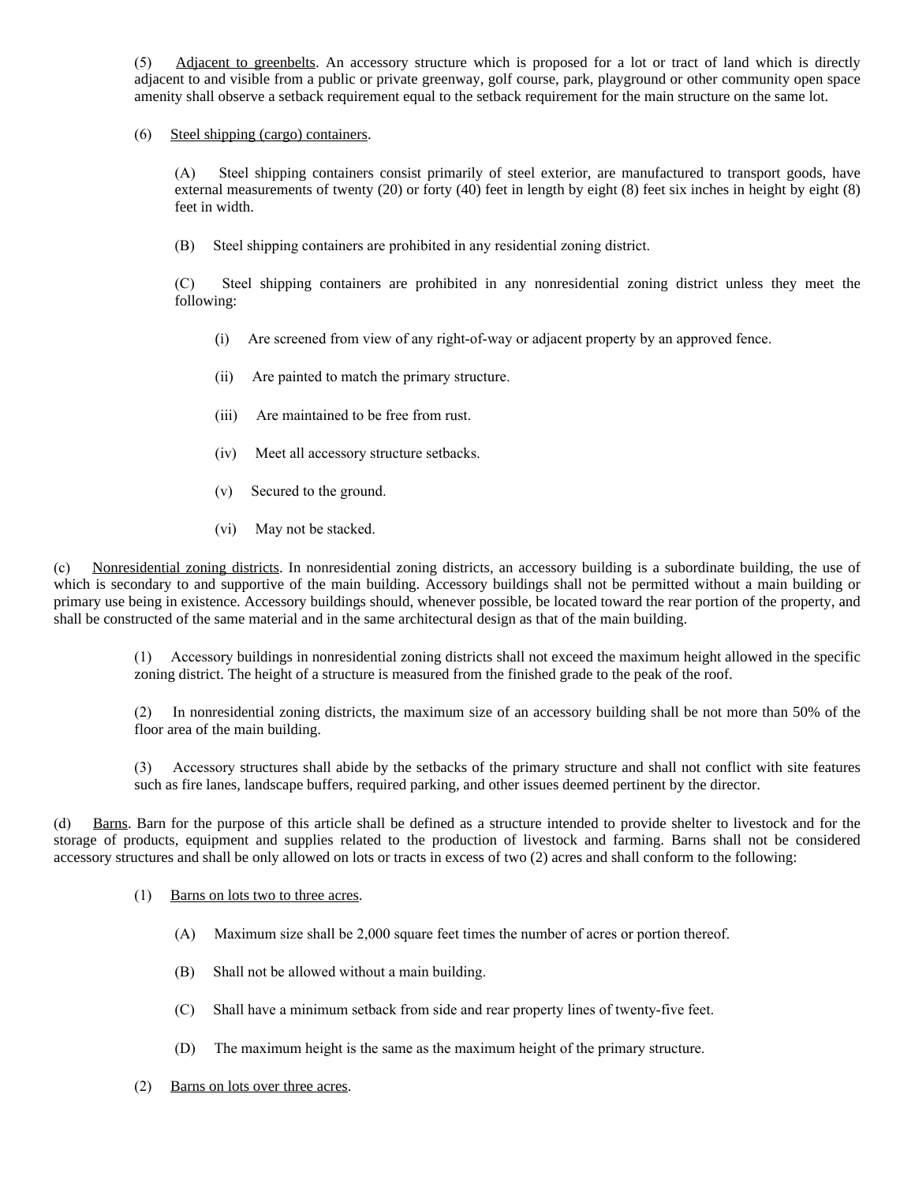(5) Adjacent to greenbelts. An accessory structure which is proposed for a lot or tract of land which is directly adjacent to and visible from a public or private greenway, golf course, park, playground or other community open space amenity shall observe a setback requirement equal to the setback requirement for the main structure on the same lot.

(6) Steel shipping (cargo) containers.

(A) Steel shipping containers consist primarily of steel exterior, are manufactured to transport goods, have external measurements of twenty (20) or forty (40) feet in length by eight (8) feet six inches in height by eight (8) feet in width.

(B) Steel shipping containers are prohibited in any residential zoning district.

(C) Steel shipping containers are prohibited in any nonresidential zoning district unless they meet the following:

(i) Are screened from view of any right-of-way or adjacent property by an approved fence.

(ii) Are painted to match the primary structure.

(iii) Are maintained to be free from rust.

(iv) Meet all accessory structure setbacks.

(v) Secured to the ground.

(vi) May not be stacked.

(c) Nonresidential zoning districts. In nonresidential zoning districts, an accessory building is a subordinate building, the use of which is secondary to and supportive of the main building. Accessory buildings shall not be permitted without a main building or primary use being in existence. Accessory buildings should, whenever possible, be located toward the rear portion of the property, and shall be constructed of the same material and in the same architectural design as that of the main building.

(1) Accessory buildings in nonresidential zoning districts shall not exceed the maximum height allowed in the specific zoning district. The height of a structure is measured from the finished grade to the peak of the roof.

(2) In nonresidential zoning districts, the maximum size of an accessory building shall be not more than 50% of the floor area of the main building.

(3) Accessory structures shall abide by the setbacks of the primary structure and shall not conflict with site features such as fire lanes, landscape buffers, required parking, and other issues deemed pertinent by the director.

(d) Barns. Barn for the purpose of this article shall be defined as a structure intended to provide shelter to livestock and for the storage of products, equipment and supplies related to the production of livestock and farming. Barns shall not be considered accessory structures and shall be only allowed on lots or tracts in excess of two (2) acres and shall conform to the following:

(1) Barns on lots two to three acres.

(A) Maximum size shall be 2,000 square feet times the number of acres or portion thereof.

(B) Shall not be allowed without a main building.

(C) Shall have a minimum setback from side and rear property lines of twenty-five feet.

(D) The maximum height is the same as the maximum height of the primary structure.

(2) Barns on lots over three acres.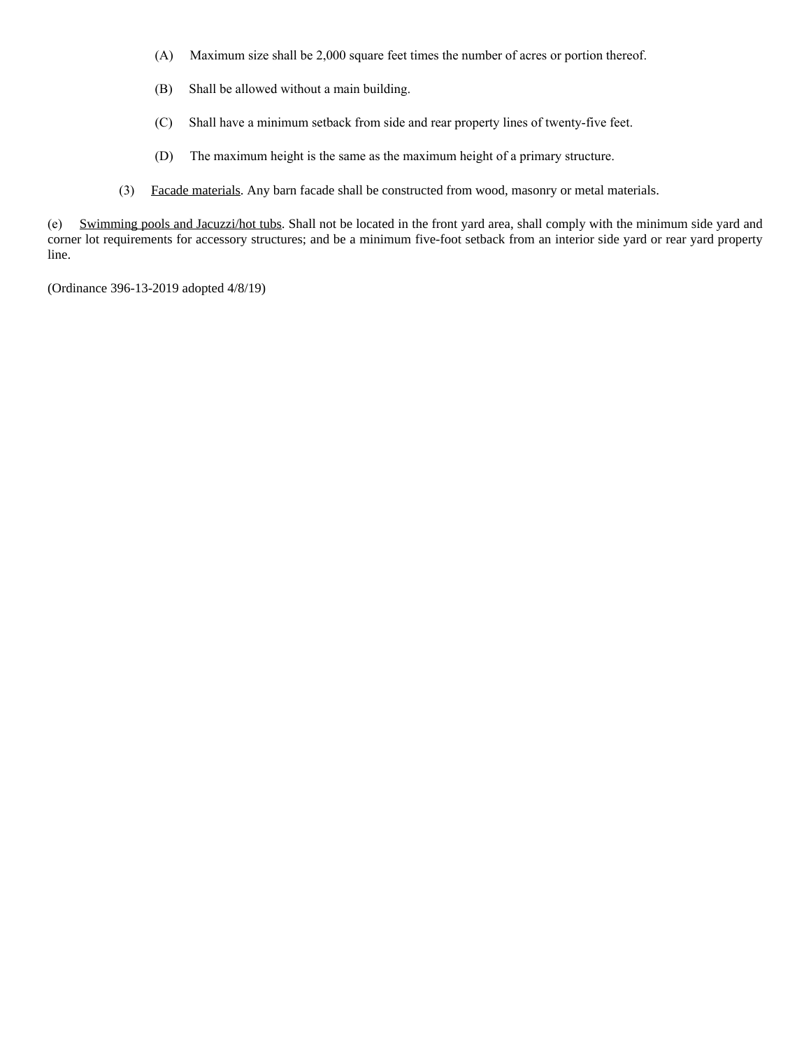(A) Maximum size shall be 2,000 square feet times the number of acres or portion thereof.

(B) Shall be allowed without a main building.

(C) Shall have a minimum setback from side and rear property lines of twenty-five feet.

(D) The maximum height is the same as the maximum height of a primary structure.

(3) Facade materials. Any barn facade shall be constructed from wood, masonry or metal materials.

(e) Swimming pools and Jacuzzi/hot tubs. Shall not be located in the front yard area, shall comply with the minimum side yard and corner lot requirements for accessory structures; and be a minimum five-foot setback from an interior side yard or rear yard property line.

(Ordinance 396-13-2019 adopted 4/8/19)